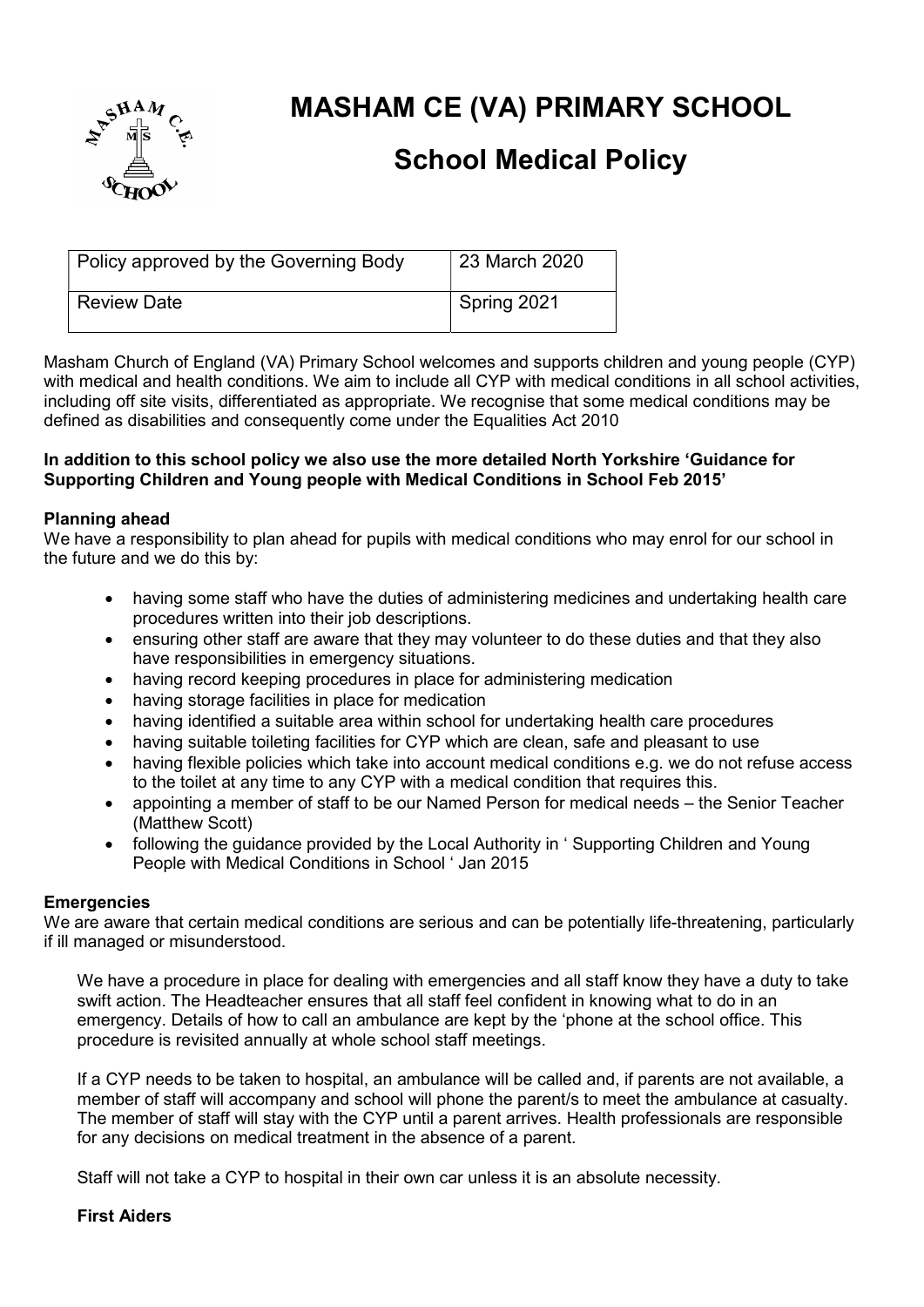# MASHAM CE (VA) PRIMARY SCHOOL

## School Medical Policy

| Policy approved by the Governing Body | 23 March 2020 |
| --- | --- |
| Review Date | Spring 2021 |

Masham Church of England (VA) Primary School welcomes and supports children and young people (CYP) with medical and health conditions. We aim to include all CYP with medical conditions in all school activities, including off site visits, differentiated as appropriate. We recognise that some medical conditions may be defined as disabilities and consequently come under the Equalities Act 2010

**In addition to this school policy we also use the more detailed North Yorkshire 'Guidance for Supporting Children and Young people with Medical Conditions in School Feb 2015'**

### Planning ahead

We have a responsibility to plan ahead for pupils with medical conditions who may enrol for our school in the future and we do this by:

- having some staff who have the duties of administering medicines and undertaking health care procedures written into their job descriptions.
- ensuring other staff are aware that they may volunteer to do these duties and that they also have responsibilities in emergency situations.
- having record keeping procedures in place for administering medication
- having storage facilities in place for medication
- having identified a suitable area within school for undertaking health care procedures
- having suitable toileting facilities for CYP which are clean, safe and pleasant to use
- having flexible policies which take into account medical conditions e.g. we do not refuse access to the toilet at any time to any CYP with a medical condition that requires this.
- appointing a member of staff to be our Named Person for medical needs – the Senior Teacher (Matthew Scott)
- following the guidance provided by the Local Authority in ' Supporting Children and Young People with Medical Conditions in School ' Jan 2015

### Emergencies

We are aware that certain medical conditions are serious and can be potentially life-threatening, particularly if ill managed or misunderstood.

We have a procedure in place for dealing with emergencies and all staff know they have a duty to take swift action. The Headteacher ensures that all staff feel confident in knowing what to do in an emergency. Details of how to call an ambulance are kept by the 'phone at the school office. This procedure is revisited annually at whole school staff meetings.

If a CYP needs to be taken to hospital, an ambulance will be called and, if parents are not available, a member of staff will accompany and school will phone the parent/s to meet the ambulance at casualty. The member of staff will stay with the CYP until a parent arrives. Health professionals are responsible for any decisions on medical treatment in the absence of a parent.

Staff will not take a CYP to hospital in their own car unless it is an absolute necessity.

### First Aiders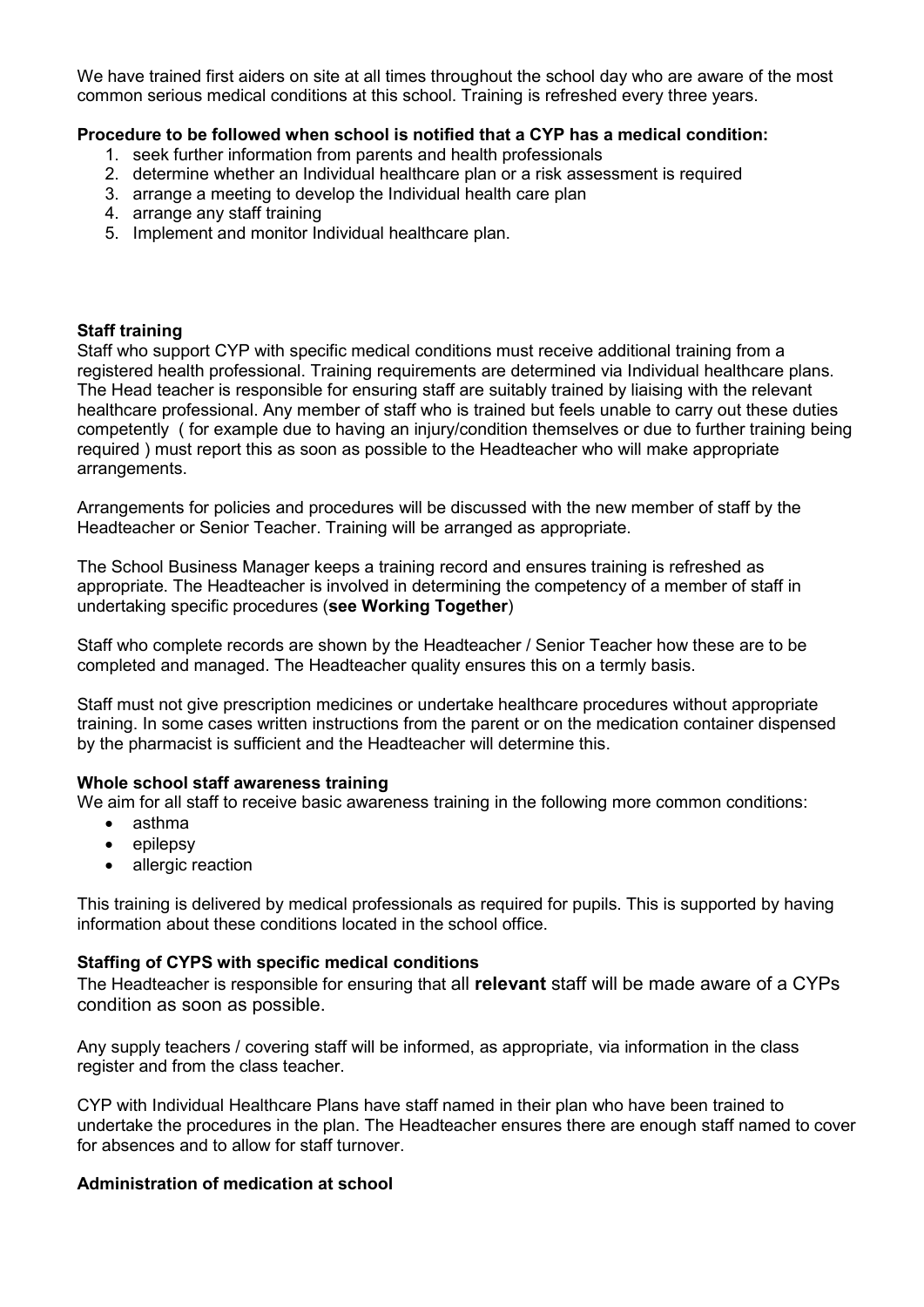We have trained first aiders on site at all times throughout the school day who are aware of the most common serious medical conditions at this school. Training is refreshed every three years.

**Procedure to be followed when school is notified that a CYP has a medical condition:**

1. seek further information from parents and health professionals
2. determine whether an Individual healthcare plan or a risk assessment is required
3. arrange a meeting to develop the Individual health care plan
4. arrange any staff training
5. Implement and monitor Individual healthcare plan.

**Staff training**

Staff who support CYP with specific medical conditions must receive additional training from a registered health professional. Training requirements are determined via Individual healthcare plans. The Head teacher is responsible for ensuring staff are suitably trained by liaising with the relevant healthcare professional. Any member of staff who is trained but feels unable to carry out these duties competently ( for example due to having an injury/condition themselves or due to further training being required ) must report this as soon as possible to the Headteacher who will make appropriate arrangements.

Arrangements for policies and procedures will be discussed with the new member of staff by the Headteacher or Senior Teacher. Training will be arranged as appropriate.

The School Business Manager keeps a training record and ensures training is refreshed as appropriate. The Headteacher is involved in determining the competency of a member of staff in undertaking specific procedures (**see Working Together**)

Staff who complete records are shown by the Headteacher / Senior Teacher how these are to be completed and managed. The Headteacher quality ensures this on a termly basis.

Staff must not give prescription medicines or undertake healthcare procedures without appropriate training. In some cases written instructions from the parent or on the medication container dispensed by the pharmacist is sufficient and the Headteacher will determine this.

**Whole school staff awareness training**

We aim for all staff to receive basic awareness training in the following more common conditions:

- asthma
- epilepsy
- allergic reaction

This training is delivered by medical professionals as required for pupils. This is supported by having information about these conditions located in the school office.

**Staffing of CYPS with specific medical conditions**

The Headteacher is responsible for ensuring that all **relevant** staff will be made aware of a CYPs condition as soon as possible.

Any supply teachers / covering staff will be informed, as appropriate, via information in the class register and from the class teacher.

CYP with Individual Healthcare Plans have staff named in their plan who have been trained to undertake the procedures in the plan. The Headteacher ensures there are enough staff named to cover for absences and to allow for staff turnover.

**Administration of medication at school**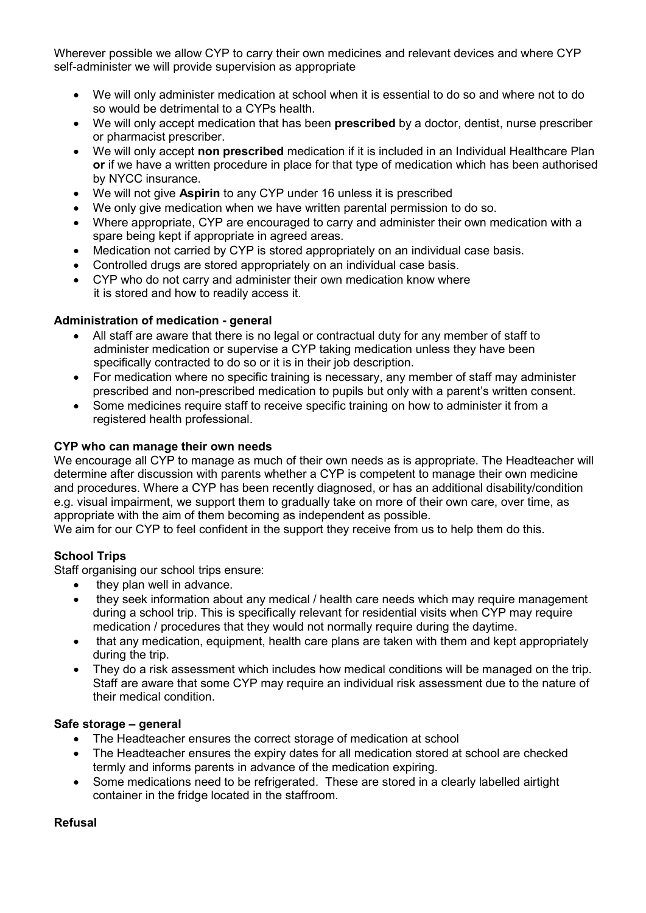Wherever possible we allow CYP to carry their own medicines and relevant devices and where CYP self-administer we will provide supervision as appropriate

- We will only administer medication at school when it is essential to do so and where not to do so would be detrimental to a CYPs health.
- We will only accept medication that has been **prescribed** by a doctor, dentist, nurse prescriber or pharmacist prescriber.
- We will only accept **non prescribed** medication if it is included in an Individual Healthcare Plan **or** if we have a written procedure in place for that type of medication which has been authorised by NYCC insurance.
- We will not give **Aspirin** to any CYP under 16 unless it is prescribed
- We only give medication when we have written parental permission to do so.
- Where appropriate, CYP are encouraged to carry and administer their own medication with a spare being kept if appropriate in agreed areas.
- Medication not carried by CYP is stored appropriately on an individual case basis.
- Controlled drugs are stored appropriately on an individual case basis.
- CYP who do not carry and administer their own medication know where it is stored and how to readily access it.

**Administration of medication - general**

- All staff are aware that there is no legal or contractual duty for any member of staff to administer medication or supervise a CYP taking medication unless they have been specifically contracted to do so or it is in their job description.
- For medication where no specific training is necessary, any member of staff may administer prescribed and non-prescribed medication to pupils but only with a parent's written consent.
- Some medicines require staff to receive specific training on how to administer it from a registered health professional.

**CYP who can manage their own needs**

We encourage all CYP to manage as much of their own needs as is appropriate. The Headteacher will determine after discussion with parents whether a CYP is competent to manage their own medicine and procedures. Where a CYP has been recently diagnosed, or has an additional disability/condition e.g. visual impairment, we support them to gradually take on more of their own care, over time, as appropriate with the aim of them becoming as independent as possible.
We aim for our CYP to feel confident in the support they receive from us to help them do this.

**School Trips**

Staff organising our school trips ensure:

- they plan well in advance.
- they seek information about any medical / health care needs which may require management during a school trip. This is specifically relevant for residential visits when CYP may require medication / procedures that they would not normally require during the daytime.
- that any medication, equipment, health care plans are taken with them and kept appropriately during the trip.
- They do a risk assessment which includes how medical conditions will be managed on the trip. Staff are aware that some CYP may require an individual risk assessment due to the nature of their medical condition.

**Safe storage – general**

- The Headteacher ensures the correct storage of medication at school
- The Headteacher ensures the expiry dates for all medication stored at school are checked termly and informs parents in advance of the medication expiring.
- Some medications need to be refrigerated. These are stored in a clearly labelled airtight container in the fridge located in the staffroom.

**Refusal**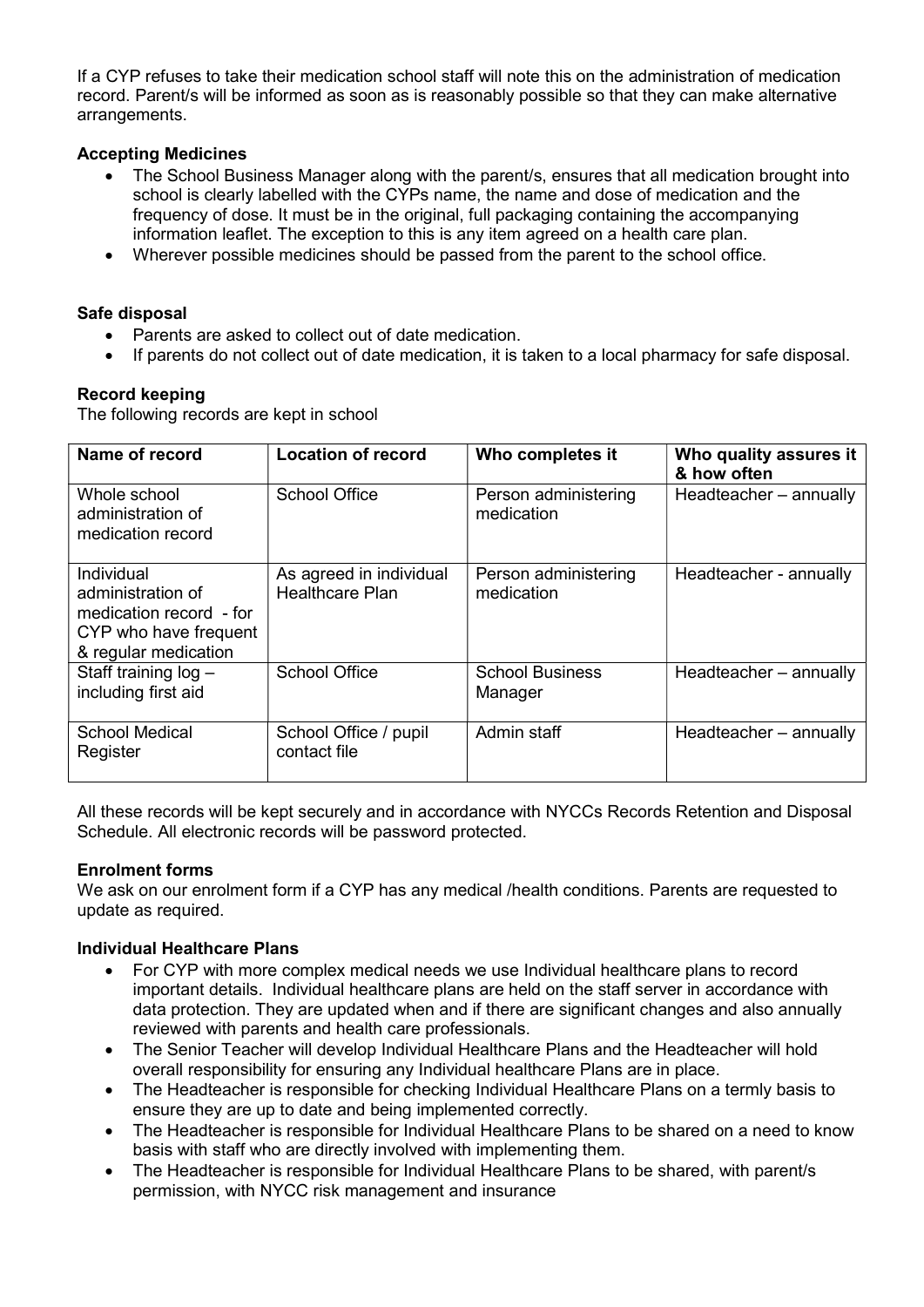If a CYP refuses to take their medication school staff will note this on the administration of medication record. Parent/s will be informed as soon as is reasonably possible so that they can make alternative arrangements.

**Accepting Medicines**

- The School Business Manager along with the parent/s, ensures that all medication brought into school is clearly labelled with the CYPs name, the name and dose of medication and the frequency of dose. It must be in the original, full packaging containing the accompanying information leaflet. The exception to this is any item agreed on a health care plan.
- Wherever possible medicines should be passed from the parent to the school office.

**Safe disposal**

- Parents are asked to collect out of date medication.
- If parents do not collect out of date medication, it is taken to a local pharmacy for safe disposal.

**Record keeping**

The following records are kept in school

| Name of record | Location of record | Who completes it | Who quality assures it & how often |
|---|---|---|---|
| Whole school administration of medication record | School Office | Person administering medication | Headteacher – annually |
| Individual administration of medication record - for CYP who have frequent & regular medication | As agreed in individual Healthcare Plan | Person administering medication | Headteacher - annually |
| Staff training log – including first aid | School Office | School Business Manager | Headteacher – annually |
| School Medical Register | School Office / pupil contact file | Admin staff | Headteacher – annually |

All these records will be kept securely and in accordance with NYCCs Records Retention and Disposal Schedule. All electronic records will be password protected.

**Enrolment forms**

We ask on our enrolment form if a CYP has any medical /health conditions. Parents are requested to update as required.

**Individual Healthcare Plans**

- For CYP with more complex medical needs we use Individual healthcare plans to record important details. Individual healthcare plans are held on the staff server in accordance with data protection. They are updated when and if there are significant changes and also annually reviewed with parents and health care professionals.
- The Senior Teacher will develop Individual Healthcare Plans and the Headteacher will hold overall responsibility for ensuring any Individual healthcare Plans are in place.
- The Headteacher is responsible for checking Individual Healthcare Plans on a termly basis to ensure they are up to date and being implemented correctly.
- The Headteacher is responsible for Individual Healthcare Plans to be shared on a need to know basis with staff who are directly involved with implementing them.
- The Headteacher is responsible for Individual Healthcare Plans to be shared, with parent/s permission, with NYCC risk management and insurance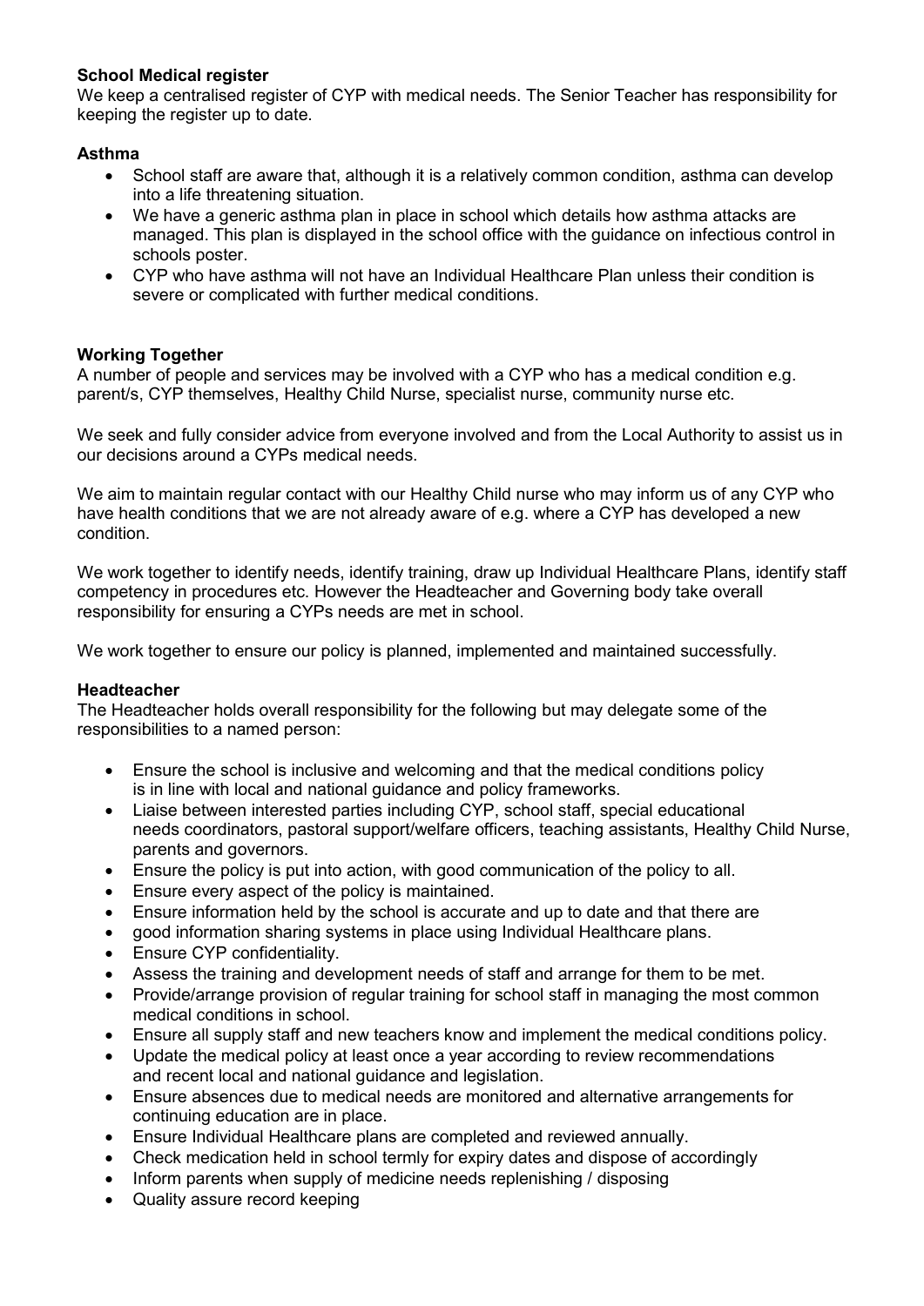**School Medical register**

We keep a centralised register of CYP with medical needs. The Senior Teacher has responsibility for keeping the register up to date.

**Asthma**

- School staff are aware that, although it is a relatively common condition, asthma can develop into a life threatening situation.
- We have a generic asthma plan in place in school which details how asthma attacks are managed. This plan is displayed in the school office with the guidance on infectious control in schools poster.
- CYP who have asthma will not have an Individual Healthcare Plan unless their condition is severe or complicated with further medical conditions.

**Working Together**

A number of people and services may be involved with a CYP who has a medical condition e.g. parent/s, CYP themselves, Healthy Child Nurse, specialist nurse, community nurse etc.

We seek and fully consider advice from everyone involved and from the Local Authority to assist us in our decisions around a CYPs medical needs.

We aim to maintain regular contact with our Healthy Child nurse who may inform us of any CYP who have health conditions that we are not already aware of e.g. where a CYP has developed a new condition.

We work together to identify needs, identify training, draw up Individual Healthcare Plans, identify staff competency in procedures etc. However the Headteacher and Governing body take overall responsibility for ensuring a CYPs needs are met in school.

We work together to ensure our policy is planned, implemented and maintained successfully.

**Headteacher**

The Headteacher holds overall responsibility for the following but may delegate some of the responsibilities to a named person:

- Ensure the school is inclusive and welcoming and that the medical conditions policy is in line with local and national guidance and policy frameworks.
- Liaise between interested parties including CYP, school staff, special educational needs coordinators, pastoral support/welfare officers, teaching assistants, Healthy Child Nurse, parents and governors.
- Ensure the policy is put into action, with good communication of the policy to all.
- Ensure every aspect of the policy is maintained.
- Ensure information held by the school is accurate and up to date and that there are
- good information sharing systems in place using Individual Healthcare plans.
- Ensure CYP confidentiality.
- Assess the training and development needs of staff and arrange for them to be met.
- Provide/arrange provision of regular training for school staff in managing the most common medical conditions in school.
- Ensure all supply staff and new teachers know and implement the medical conditions policy.
- Update the medical policy at least once a year according to review recommendations and recent local and national guidance and legislation.
- Ensure absences due to medical needs are monitored and alternative arrangements for continuing education are in place.
- Ensure Individual Healthcare plans are completed and reviewed annually.
- Check medication held in school termly for expiry dates and dispose of accordingly
- Inform parents when supply of medicine needs replenishing / disposing
- Quality assure record keeping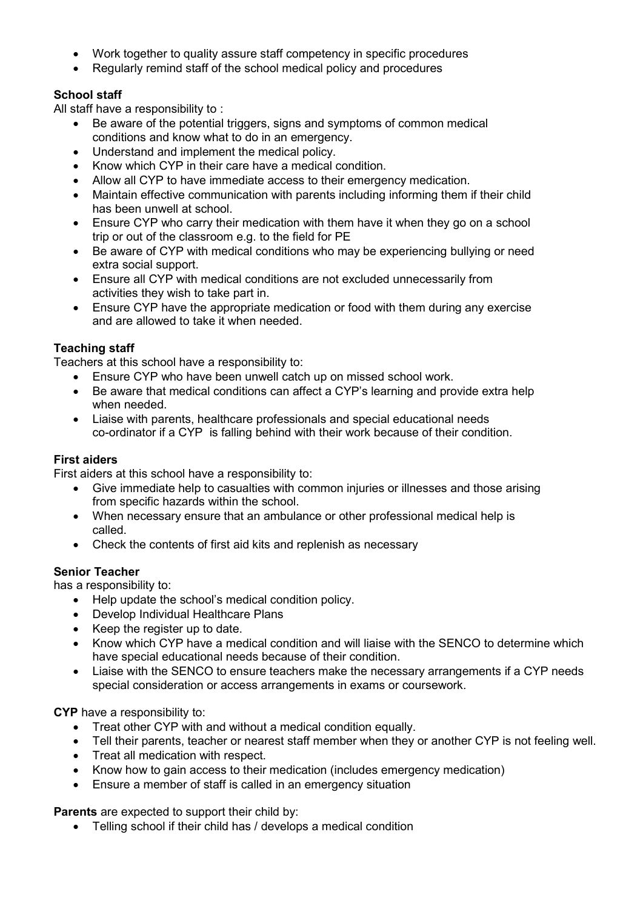- Work together to quality assure staff competency in specific procedures
- Regularly remind staff of the school medical policy and procedures

**School staff**

All staff have a responsibility to :

- Be aware of the potential triggers, signs and symptoms of common medical conditions and know what to do in an emergency.
- Understand and implement the medical policy.
- Know which CYP in their care have a medical condition.
- Allow all CYP to have immediate access to their emergency medication.
- Maintain effective communication with parents including informing them if their child has been unwell at school.
- Ensure CYP who carry their medication with them have it when they go on a school trip or out of the classroom e.g. to the field for PE
- Be aware of CYP with medical conditions who may be experiencing bullying or need extra social support.
- Ensure all CYP with medical conditions are not excluded unnecessarily from activities they wish to take part in.
- Ensure CYP have the appropriate medication or food with them during any exercise and are allowed to take it when needed.

**Teaching staff**

Teachers at this school have a responsibility to:

- Ensure CYP who have been unwell catch up on missed school work.
- Be aware that medical conditions can affect a CYP's learning and provide extra help when needed.
- Liaise with parents, healthcare professionals and special educational needs co-ordinator if a CYP is falling behind with their work because of their condition.

**First aiders**

First aiders at this school have a responsibility to:

- Give immediate help to casualties with common injuries or illnesses and those arising from specific hazards within the school.
- When necessary ensure that an ambulance or other professional medical help is called.
- Check the contents of first aid kits and replenish as necessary

**Senior Teacher**

has a responsibility to:

- Help update the school's medical condition policy.
- Develop Individual Healthcare Plans
- Keep the register up to date.
- Know which CYP have a medical condition and will liaise with the SENCO to determine which have special educational needs because of their condition.
- Liaise with the SENCO to ensure teachers make the necessary arrangements if a CYP needs special consideration or access arrangements in exams or coursework.

**CYP** have a responsibility to:

- Treat other CYP with and without a medical condition equally.
- Tell their parents, teacher or nearest staff member when they or another CYP is not feeling well.
- Treat all medication with respect.
- Know how to gain access to their medication (includes emergency medication)
- Ensure a member of staff is called in an emergency situation

**Parents** are expected to support their child by:

- Telling school if their child has / develops a medical condition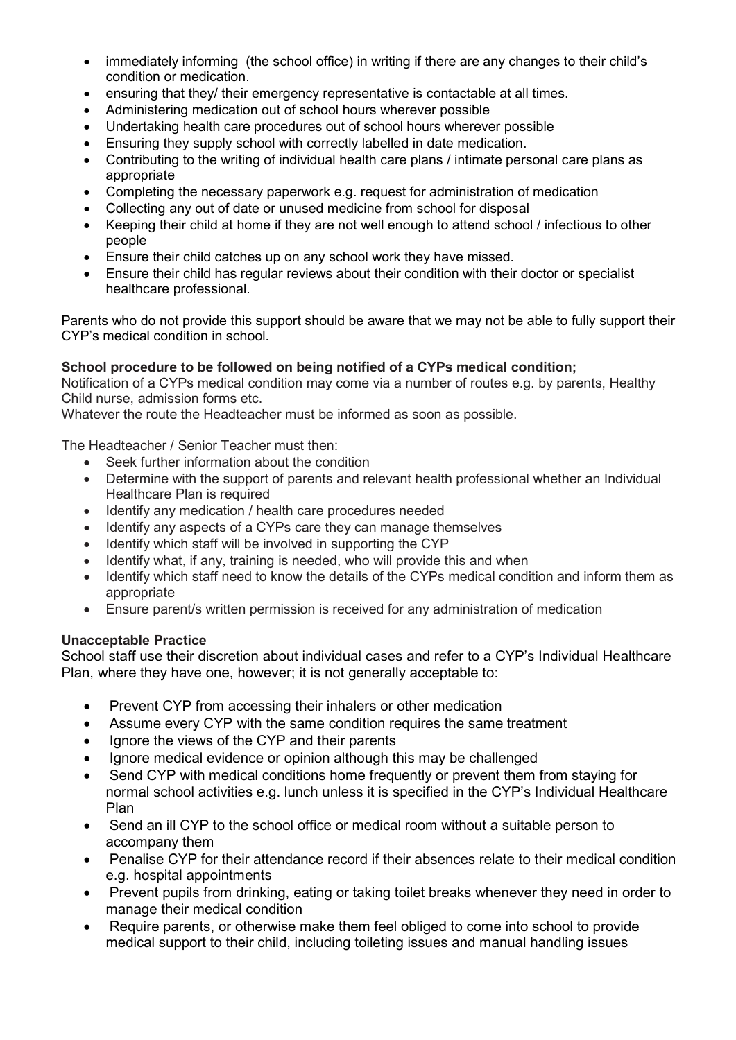- immediately informing (the school office) in writing if there are any changes to their child's condition or medication.
- ensuring that they/ their emergency representative is contactable at all times.
- Administering medication out of school hours wherever possible
- Undertaking health care procedures out of school hours wherever possible
- Ensuring they supply school with correctly labelled in date medication.
- Contributing to the writing of individual health care plans / intimate personal care plans as appropriate
- Completing the necessary paperwork e.g. request for administration of medication
- Collecting any out of date or unused medicine from school for disposal
- Keeping their child at home if they are not well enough to attend school / infectious to other people
- Ensure their child catches up on any school work they have missed.
- Ensure their child has regular reviews about their condition with their doctor or specialist healthcare professional.

Parents who do not provide this support should be aware that we may not be able to fully support their CYP's medical condition in school.

**School procedure to be followed on being notified of a CYPs medical condition;**

Notification of a CYPs medical condition may come via a number of routes e.g. by parents, Healthy Child nurse, admission forms etc.

Whatever the route the Headteacher must be informed as soon as possible.

The Headteacher / Senior Teacher must then:

- Seek further information about the condition
- Determine with the support of parents and relevant health professional whether an Individual Healthcare Plan is required
- Identify any medication / health care procedures needed
- Identify any aspects of a CYPs care they can manage themselves
- Identify which staff will be involved in supporting the CYP
- Identify what, if any, training is needed, who will provide this and when
- Identify which staff need to know the details of the CYPs medical condition and inform them as appropriate
- Ensure parent/s written permission is received for any administration of medication

**Unacceptable Practice**

School staff use their discretion about individual cases and refer to a CYP's Individual Healthcare Plan, where they have one, however; it is not generally acceptable to:

- Prevent CYP from accessing their inhalers or other medication
- Assume every CYP with the same condition requires the same treatment
- Ignore the views of the CYP and their parents
- Ignore medical evidence or opinion although this may be challenged
- Send CYP with medical conditions home frequently or prevent them from staying for normal school activities e.g. lunch unless it is specified in the CYP's Individual Healthcare Plan
- Send an ill CYP to the school office or medical room without a suitable person to accompany them
- Penalise CYP for their attendance record if their absences relate to their medical condition e.g. hospital appointments
- Prevent pupils from drinking, eating or taking toilet breaks whenever they need in order to manage their medical condition
- Require parents, or otherwise make them feel obliged to come into school to provide medical support to their child, including toileting issues and manual handling issues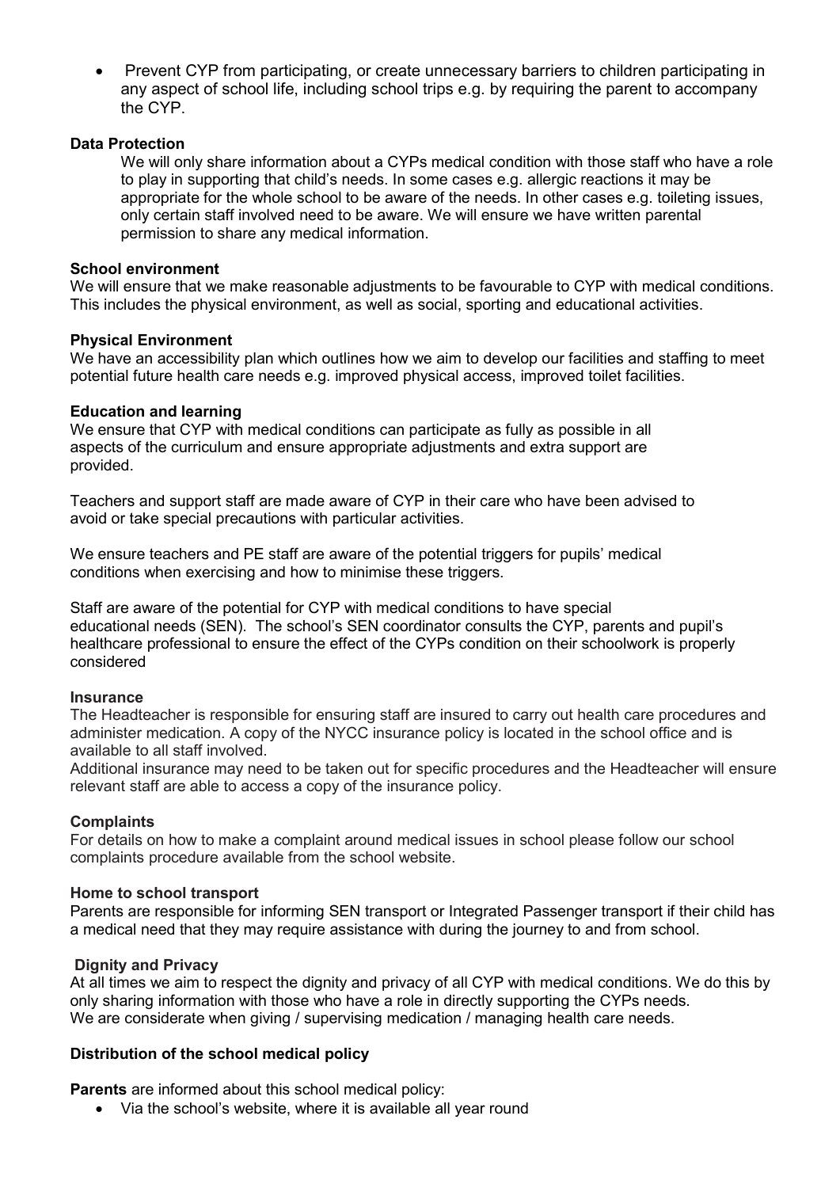- Prevent CYP from participating, or create unnecessary barriers to children participating in any aspect of school life, including school trips e.g. by requiring the parent to accompany the CYP.

**Data Protection**

We will only share information about a CYPs medical condition with those staff who have a role to play in supporting that child's needs. In some cases e.g. allergic reactions it may be appropriate for the whole school to be aware of the needs. In other cases e.g. toileting issues, only certain staff involved need to be aware. We will ensure we have written parental permission to share any medical information.

**School environment**

We will ensure that we make reasonable adjustments to be favourable to CYP with medical conditions. This includes the physical environment, as well as social, sporting and educational activities.

**Physical Environment**

We have an accessibility plan which outlines how we aim to develop our facilities and staffing to meet potential future health care needs e.g. improved physical access, improved toilet facilities.

**Education and learning**

We ensure that CYP with medical conditions can participate as fully as possible in all aspects of the curriculum and ensure appropriate adjustments and extra support are provided.

Teachers and support staff are made aware of CYP in their care who have been advised to avoid or take special precautions with particular activities.

We ensure teachers and PE staff are aware of the potential triggers for pupils' medical conditions when exercising and how to minimise these triggers.

Staff are aware of the potential for CYP with medical conditions to have special educational needs (SEN). The school's SEN coordinator consults the CYP, parents and pupil's healthcare professional to ensure the effect of the CYPs condition on their schoolwork is properly considered

**Insurance**

The Headteacher is responsible for ensuring staff are insured to carry out health care procedures and administer medication. A copy of the NYCC insurance policy is located in the school office and is available to all staff involved.

Additional insurance may need to be taken out for specific procedures and the Headteacher will ensure relevant staff are able to access a copy of the insurance policy.

**Complaints**

For details on how to make a complaint around medical issues in school please follow our school complaints procedure available from the school website.

**Home to school transport**

Parents are responsible for informing SEN transport or Integrated Passenger transport if their child has a medical need that they may require assistance with during the journey to and from school.

**Dignity and Privacy**

At all times we aim to respect the dignity and privacy of all CYP with medical conditions. We do this by only sharing information with those who have a role in directly supporting the CYPs needs.
We are considerate when giving / supervising medication / managing health care needs.

**Distribution of the school medical policy**

**Parents** are informed about this school medical policy:

- Via the school's website, where it is available all year round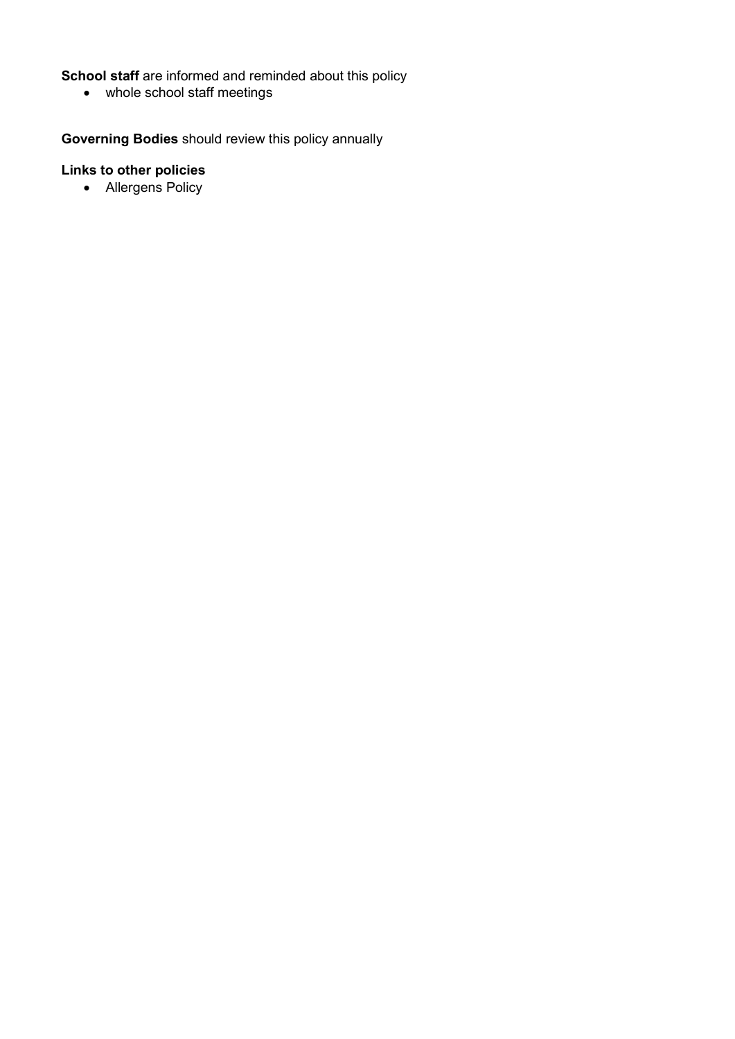**School staff** are informed and reminded about this policy

- whole school staff meetings

**Governing Bodies** should review this policy annually

**Links to other policies**

- Allergens Policy